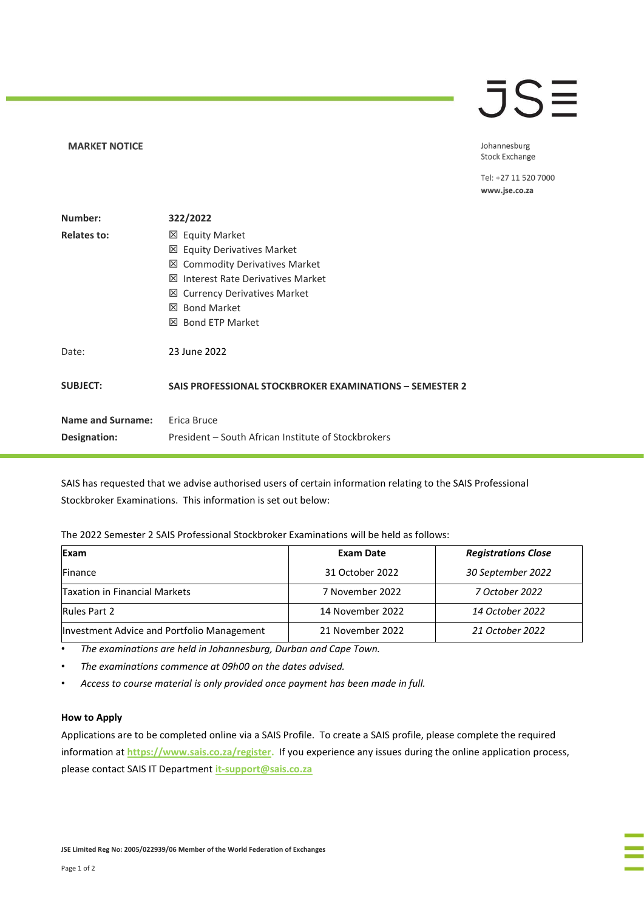JSE

Johannesburg
Stock Exchange

Tel: +27 11 520 7000
**www.jse.co.za**

**MARKET NOTICE**

| | |
|---|---|
| **Number:** | **322/2022** |
| **Relates to:** | ☒ Equity Market<br>☒ Equity Derivatives Market<br>☒ Commodity Derivatives Market<br>☒ Interest Rate Derivatives Market<br>☒ Currency Derivatives Market<br>☒ Bond Market<br>☒ Bond ETP Market |
| Date: | 23 June 2022 |
| **SUBJECT:** | **SAIS PROFESSIONAL STOCKBROKER EXAMINATIONS – SEMESTER 2** |
| **Name and Surname:** | Erica Bruce |
| **Designation:** | President – South African Institute of Stockbrokers |

SAIS has requested that we advise authorised users of certain information relating to the SAIS Professional Stockbroker Examinations. This information is set out below:

The 2022 Semester 2 SAIS Professional Stockbroker Examinations will be held as follows:

| **Exam** | **Exam Date** | ***Registrations Close*** |
|---|---|---|
| Finance | 31 October 2022 | *30 September 2022* |
| Taxation in Financial Markets | 7 November 2022 | *7 October 2022* |
| Rules Part 2 | 14 November 2022 | *14 October 2022* |
| Investment Advice and Portfolio Management | 21 November 2022 | *21 October 2022* |

- *The examinations are held in Johannesburg, Durban and Cape Town.*
- *The examinations commence at 09h00 on the dates advised.*
- *Access to course material is only provided once payment has been made in full.*

**How to Apply**

Applications are to be completed online via a SAIS Profile. To create a SAIS profile, please complete the required information at **https://www.sais.co.za/register.** If you experience any issues during the online application process, please contact SAIS IT Department **it-support@sais.co.za**

**JSE Limited Reg No: 2005/022939/06 Member of the World Federation of Exchanges**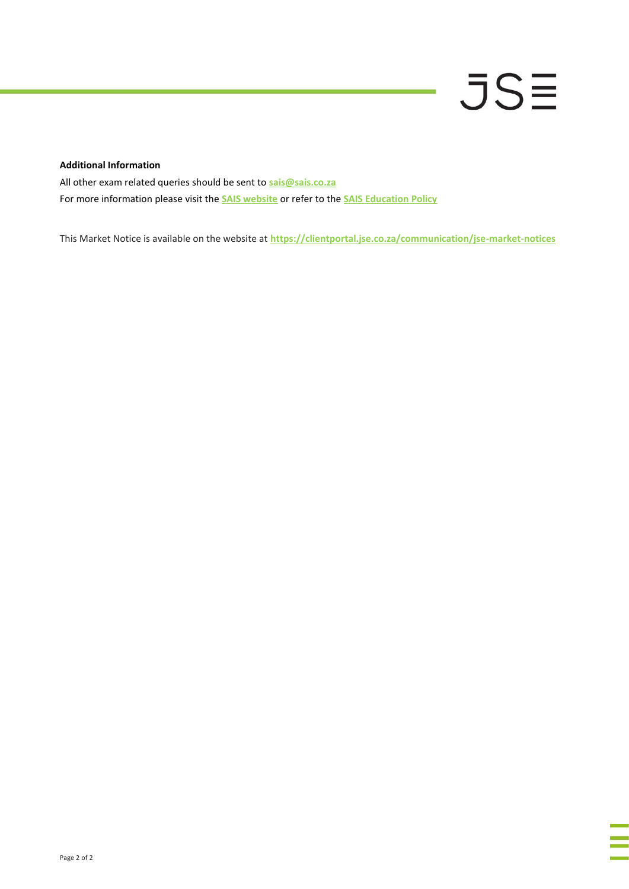**Additional Information**

All other exam related queries should be sent to **sais@sais.co.za**

For more information please visit the **SAIS website** or refer to the **SAIS Education Policy**

This Market Notice is available on the website at **https://clientportal.jse.co.za/communication/jse-market-notices**